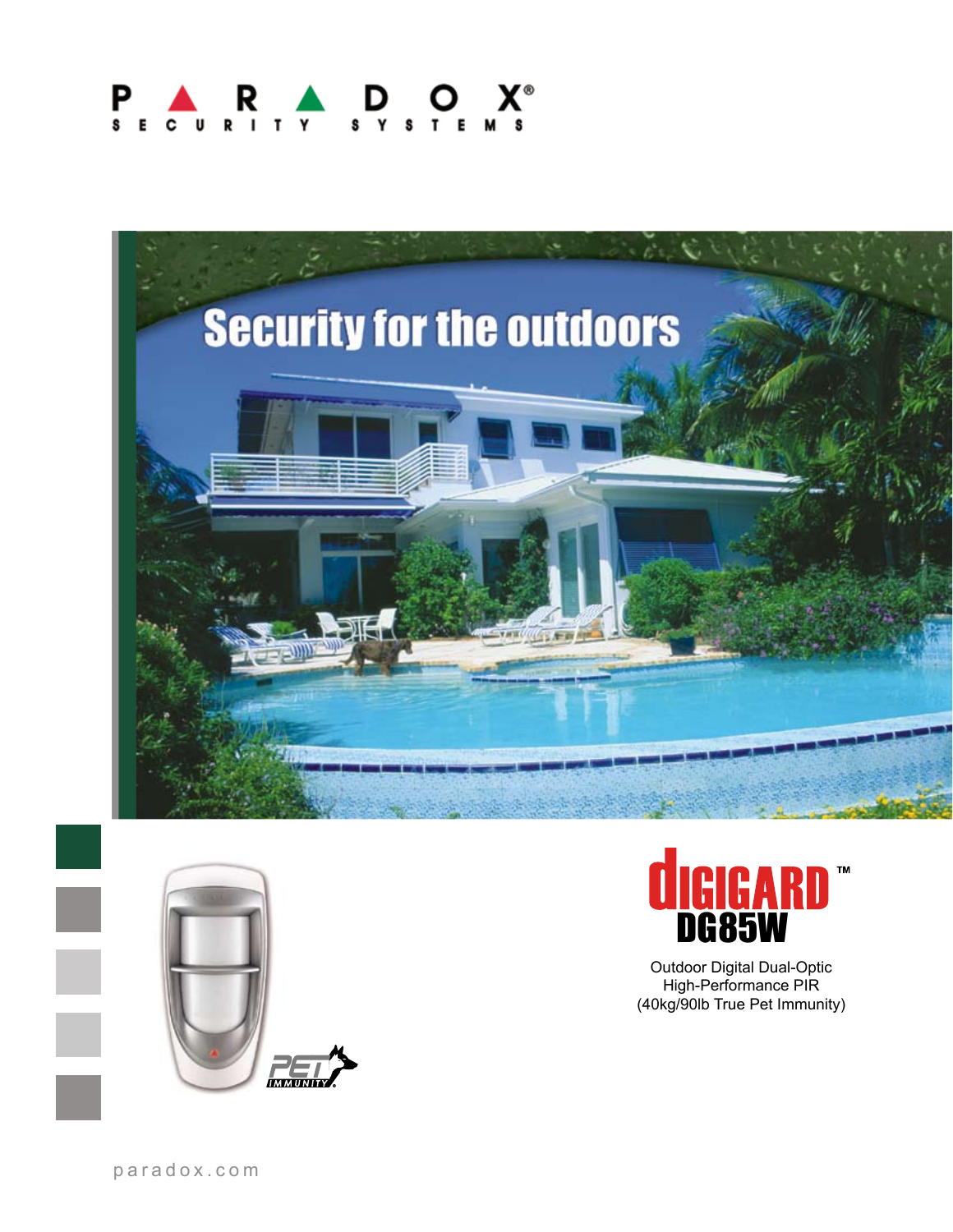# PARADOX SECURITY SYSTEMS

## Security for the outdoors

# DIGIGARD™ DG85W

Outdoor Digital Dual-Optic
High-Performance PIR
(40kg/90lb True Pet Immunity)

PET IMMUNITY

paradox.com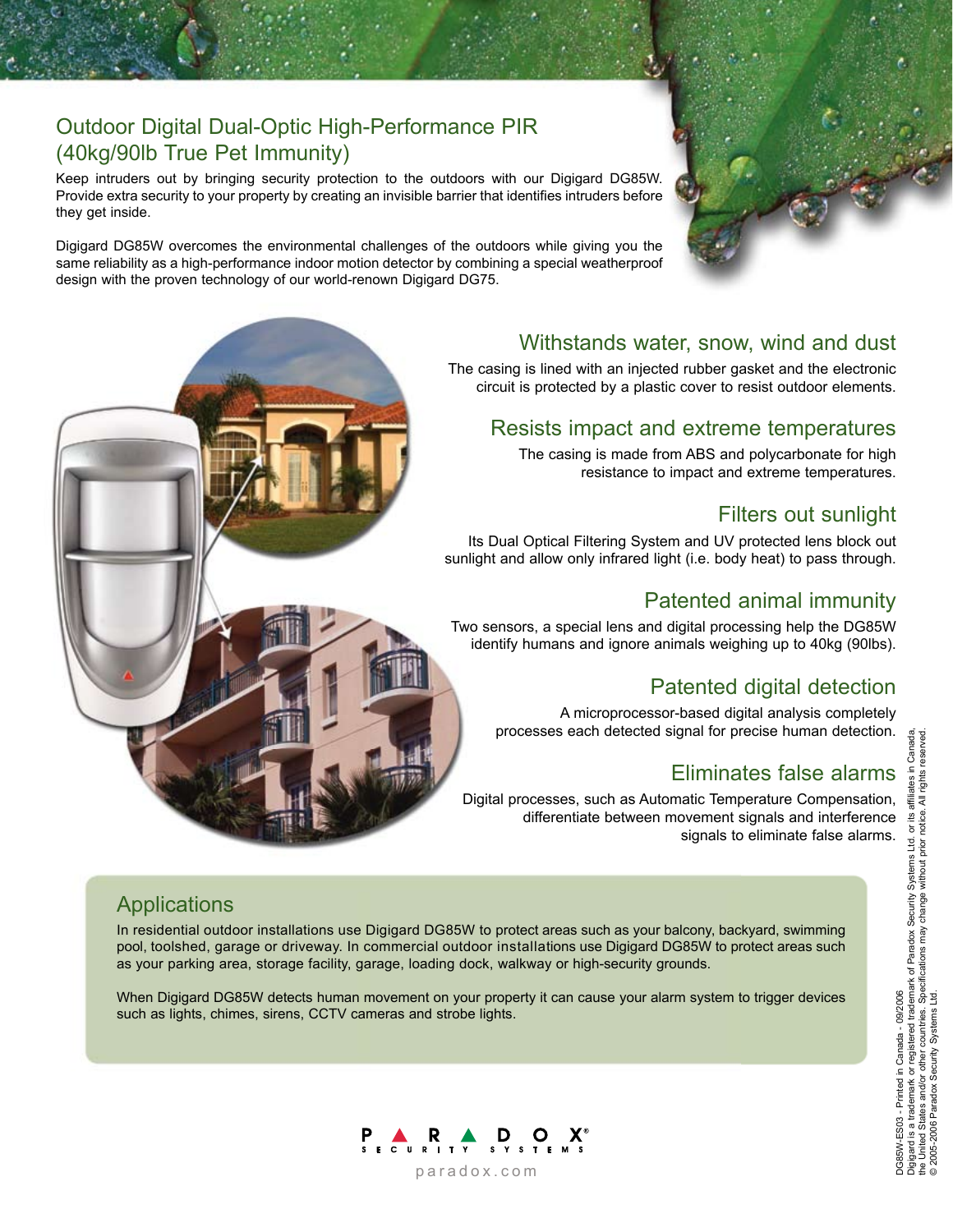# Outdoor Digital Dual-Optic High-Performance PIR (40kg/90lb True Pet Immunity)

Keep intruders out by bringing security protection to the outdoors with our Digigard DG85W. Provide extra security to your property by creating an invisible barrier that identifies intruders before they get inside.

Digigard DG85W overcomes the environmental challenges of the outdoors while giving you the same reliability as a high-performance indoor motion detector by combining a special weatherproof design with the proven technology of our world-renown Digigard DG75.

## Withstands water, snow, wind and dust

The casing is lined with an injected rubber gasket and the electronic circuit is protected by a plastic cover to resist outdoor elements.

## Resists impact and extreme temperatures

The casing is made from ABS and polycarbonate for high resistance to impact and extreme temperatures.

## Filters out sunlight

Its Dual Optical Filtering System and UV protected lens block out sunlight and allow only infrared light (i.e. body heat) to pass through.

## Patented animal immunity

Two sensors, a special lens and digital processing help the DG85W identify humans and ignore animals weighing up to 40kg (90lbs).

## Patented digital detection

A microprocessor-based digital analysis completely processes each detected signal for precise human detection.

## Eliminates false alarms

Digital processes, such as Automatic Temperature Compensation, differentiate between movement signals and interference signals to eliminate false alarms.

## Applications

In residential outdoor installations use Digigard DG85W to protect areas such as your balcony, backyard, swimming pool, toolshed, garage or driveway. In commercial outdoor installations use Digigard DG85W to protect areas such as your parking area, storage facility, garage, loading dock, walkway or high-security grounds.

When Digigard DG85W detects human movement on your property it can cause your alarm system to trigger devices such as lights, chimes, sirens, CCTV cameras and strobe lights.

PARADOX® SECURITY SYSTEMS

paradox.com

DG85W-ES03 - Printed in Canada - 09/2006
Digigard is a trademark or registered trademark of Paradox Security Systems Ltd. or its affiliates in Canada, the United States and/or other countries. Specifications may change without prior notice. All rights reserved.
© 2005-2006 Paradox Security Systems Ltd.